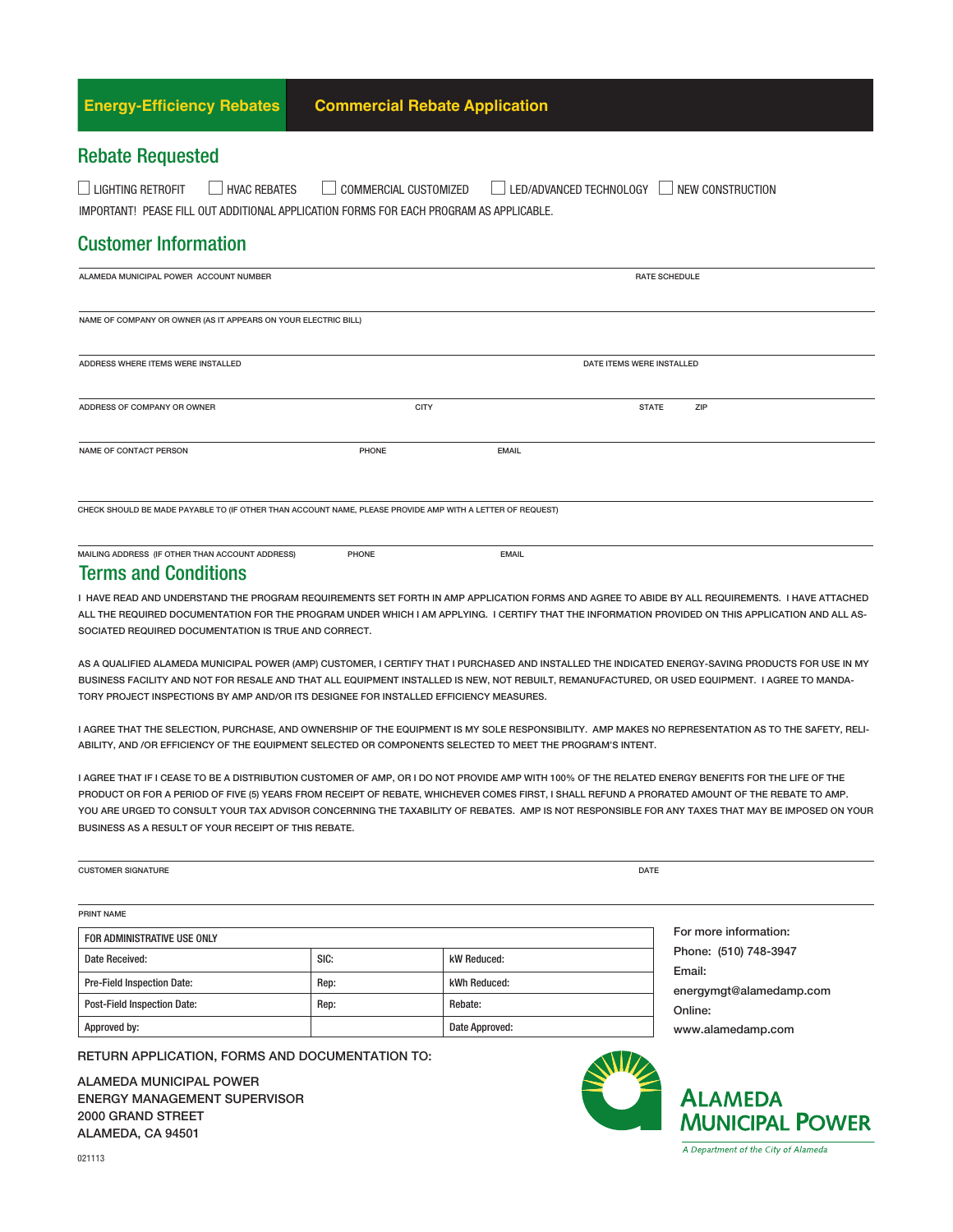**Energy-Efficiency Rebates** **Commercial Rebate Application**

## Rebate Requested

☐ LIGHTING RETROFIT ☐ HVAC REBATES ☐ COMMERCIAL CUSTOMIZED ☐ LED/ADVANCED TECHNOLOGY ☐ NEW CONSTRUCTION

IMPORTANT! PEASE FILL OUT ADDITIONAL APPLICATION FORMS FOR EACH PROGRAM AS APPLICABLE.

## Customer Information

ALAMEDA MUNICIPAL POWER ACCOUNT NUMBER | RATE SCHEDULE

NAME OF COMPANY OR OWNER (AS IT APPEARS ON YOUR ELECTRIC BILL)

ADDRESS WHERE ITEMS WERE INSTALLED | DATE ITEMS WERE INSTALLED

ADDRESS OF COMPANY OR OWNER | CITY | STATE | ZIP

NAME OF CONTACT PERSON | PHONE | EMAIL

CHECK SHOULD BE MADE PAYABLE TO (IF OTHER THAN ACCOUNT NAME, PLEASE PROVIDE AMP WITH A LETTER OF REQUEST)

MAILING ADDRESS (IF OTHER THAN ACCOUNT ADDRESS) | PHONE | EMAIL

## Terms and Conditions

I HAVE READ AND UNDERSTAND THE PROGRAM REQUIREMENTS SET FORTH IN AMP APPLICATION FORMS AND AGREE TO ABIDE BY ALL REQUIREMENTS. I HAVE ATTACHED ALL THE REQUIRED DOCUMENTATION FOR THE PROGRAM UNDER WHICH I AM APPLYING. I CERTIFY THAT THE INFORMATION PROVIDED ON THIS APPLICATION AND ALL ASSOCIATED REQUIRED DOCUMENTATION IS TRUE AND CORRECT.

AS A QUALIFIED ALAMEDA MUNICIPAL POWER (AMP) CUSTOMER, I CERTIFY THAT I PURCHASED AND INSTALLED THE INDICATED ENERGY-SAVING PRODUCTS FOR USE IN MY BUSINESS FACILITY AND NOT FOR RESALE AND THAT ALL EQUIPMENT INSTALLED IS NEW, NOT REBUILT, REMANUFACTURED, OR USED EQUIPMENT. I AGREE TO MANDATORY PROJECT INSPECTIONS BY AMP AND/OR ITS DESIGNEE FOR INSTALLED EFFICIENCY MEASURES.

I AGREE THAT THE SELECTION, PURCHASE, AND OWNERSHIP OF THE EQUIPMENT IS MY SOLE RESPONSIBILITY. AMP MAKES NO REPRESENTATION AS TO THE SAFETY, RELIABILITY, AND /OR EFFICIENCY OF THE EQUIPMENT SELECTED OR COMPONENTS SELECTED TO MEET THE PROGRAM'S INTENT.

I AGREE THAT IF I CEASE TO BE A DISTRIBUTION CUSTOMER OF AMP, OR I DO NOT PROVIDE AMP WITH 100% OF THE RELATED ENERGY BENEFITS FOR THE LIFE OF THE PRODUCT OR FOR A PERIOD OF FIVE (5) YEARS FROM RECEIPT OF REBATE, WHICHEVER COMES FIRST, I SHALL REFUND A PRORATED AMOUNT OF THE REBATE TO AMP. YOU ARE URGED TO CONSULT YOUR TAX ADVISOR CONCERNING THE TAXABILITY OF REBATES. AMP IS NOT RESPONSIBLE FOR ANY TAXES THAT MAY BE IMPOSED ON YOUR BUSINESS AS A RESULT OF YOUR RECEIPT OF THIS REBATE.

CUSTOMER SIGNATURE | DATE

PRINT NAME

| FOR ADMINISTRATIVE USE ONLY | | |
|---|---|---|
| Date Received: | SIC: | kW Reduced: |
| Pre-Field Inspection Date: | Rep: | kWh Reduced: |
| Post-Field Inspection Date: | Rep: | Rebate: |
| Approved by: | | Date Approved: |

For more information:
Phone: (510) 748-3947
Email:
energymgt@alamedamp.com
Online:
www.alamedamp.com

**RETURN APPLICATION, FORMS AND DOCUMENTATION TO:**

ALAMEDA MUNICIPAL POWER
ENERGY MANAGEMENT SUPERVISOR
2000 GRAND STREET
ALAMEDA, CA 94501

**ALAMEDA MUNICIPAL POWER**
*A Department of the City of Alameda*

021113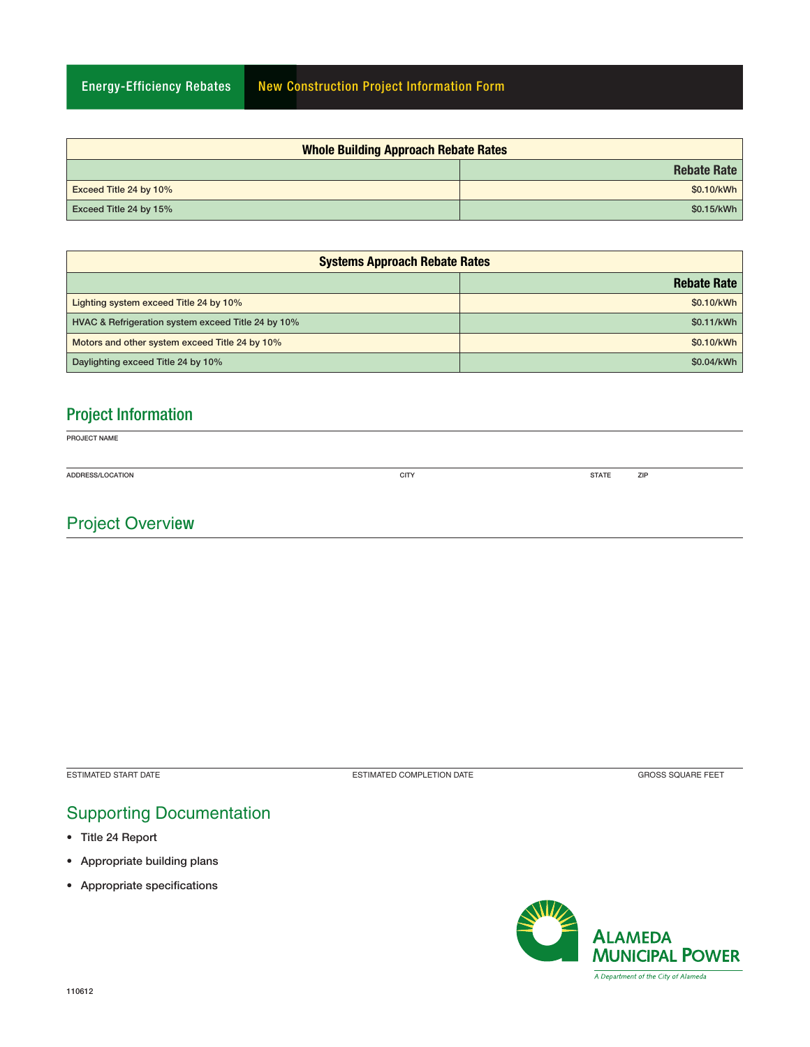Energy-Efficiency Rebates New Construction Project Information Form

| Whole Building Approach Rebate Rates | |
|---|---|
| | Rebate Rate |
| Exceed Title 24 by 10% | $0.10/kWh |
| Exceed Title 24 by 15% | $0.15/kWh |

| Systems Approach Rebate Rates | |
|---|---|
| | Rebate Rate |
| Lighting system exceed Title 24 by 10% | $0.10/kWh |
| HVAC & Refrigeration system exceed Title 24 by 10% | $0.11/kWh |
| Motors and other system exceed Title 24 by 10% | $0.10/kWh |
| Daylighting exceed Title 24 by 10% | $0.04/kWh |

## Project Information

PROJECT NAME

ADDRESS/LOCATION CITY STATE ZIP

## Project Overview

ESTIMATED START DATE ESTIMATED COMPLETION DATE GROSS SQUARE FEET

## Supporting Documentation

- Title 24 Report
- Appropriate building plans
- Appropriate specifications

Alameda Municipal Power

*A Department of the City of Alameda*

110612